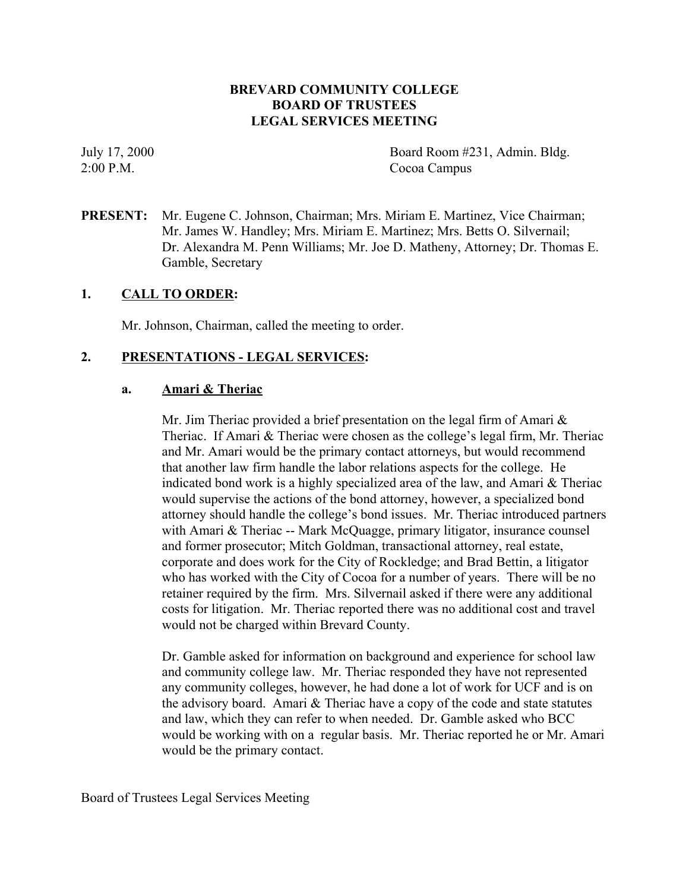# BREVARD COMMUNITY COLLEGE
## BOARD OF TRUSTEES
## LEGAL SERVICES MEETING

July 17, 2000 — Board Room #231, Admin. Bldg.
2:00 P.M. — Cocoa Campus

**PRESENT:** Mr. Eugene C. Johnson, Chairman; Mrs. Miriam E. Martinez, Vice Chairman; Mr. James W. Handley; Mrs. Miriam E. Martinez; Mrs. Betts O. Silvernail; Dr. Alexandra M. Penn Williams; Mr. Joe D. Matheny, Attorney; Dr. Thomas E. Gamble, Secretary

### 1. CALL TO ORDER:

Mr. Johnson, Chairman, called the meeting to order.

### 2. PRESENTATIONS - LEGAL SERVICES:

#### a. Amari & Theriac

Mr. Jim Theriac provided a brief presentation on the legal firm of Amari & Theriac. If Amari & Theriac were chosen as the college's legal firm, Mr. Theriac and Mr. Amari would be the primary contact attorneys, but would recommend that another law firm handle the labor relations aspects for the college. He indicated bond work is a highly specialized area of the law, and Amari & Theriac would supervise the actions of the bond attorney, however, a specialized bond attorney should handle the college's bond issues. Mr. Theriac introduced partners with Amari & Theriac -- Mark McQuagge, primary litigator, insurance counsel and former prosecutor; Mitch Goldman, transactional attorney, real estate, corporate and does work for the City of Rockledge; and Brad Bettin, a litigator who has worked with the City of Cocoa for a number of years. There will be no retainer required by the firm. Mrs. Silvernail asked if there were any additional costs for litigation. Mr. Theriac reported there was no additional cost and travel would not be charged within Brevard County.

Dr. Gamble asked for information on background and experience for school law and community college law. Mr. Theriac responded they have not represented any community colleges, however, he had done a lot of work for UCF and is on the advisory board. Amari & Theriac have a copy of the code and state statutes and law, which they can refer to when needed. Dr. Gamble asked who BCC would be working with on a regular basis. Mr. Theriac reported he or Mr. Amari would be the primary contact.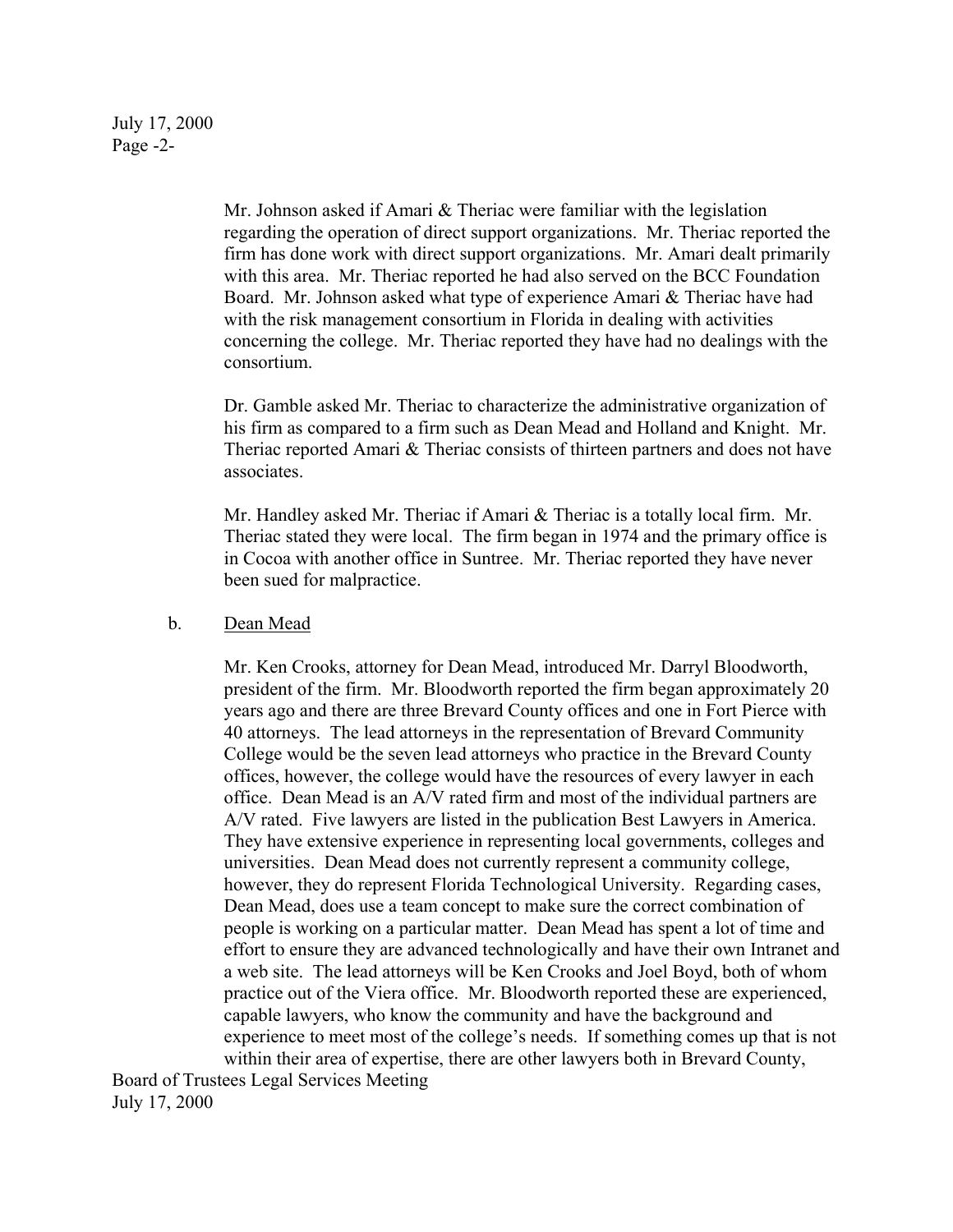Mr. Johnson asked if Amari & Theriac were familiar with the legislation regarding the operation of direct support organizations. Mr. Theriac reported the firm has done work with direct support organizations. Mr. Amari dealt primarily with this area. Mr. Theriac reported he had also served on the BCC Foundation Board. Mr. Johnson asked what type of experience Amari & Theriac have had with the risk management consortium in Florida in dealing with activities concerning the college. Mr. Theriac reported they have had no dealings with the consortium.

Dr. Gamble asked Mr. Theriac to characterize the administrative organization of his firm as compared to a firm such as Dean Mead and Holland and Knight. Mr. Theriac reported Amari & Theriac consists of thirteen partners and does not have associates.

Mr. Handley asked Mr. Theriac if Amari & Theriac is a totally local firm. Mr. Theriac stated they were local. The firm began in 1974 and the primary office is in Cocoa with another office in Suntree. Mr. Theriac reported they have never been sued for malpractice.

b. Dean Mead

Mr. Ken Crooks, attorney for Dean Mead, introduced Mr. Darryl Bloodworth, president of the firm. Mr. Bloodworth reported the firm began approximately 20 years ago and there are three Brevard County offices and one in Fort Pierce with 40 attorneys. The lead attorneys in the representation of Brevard Community College would be the seven lead attorneys who practice in the Brevard County offices, however, the college would have the resources of every lawyer in each office. Dean Mead is an A/V rated firm and most of the individual partners are A/V rated. Five lawyers are listed in the publication Best Lawyers in America. They have extensive experience in representing local governments, colleges and universities. Dean Mead does not currently represent a community college, however, they do represent Florida Technological University. Regarding cases, Dean Mead, does use a team concept to make sure the correct combination of people is working on a particular matter. Dean Mead has spent a lot of time and effort to ensure they are advanced technologically and have their own Intranet and a web site. The lead attorneys will be Ken Crooks and Joel Boyd, both of whom practice out of the Viera office. Mr. Bloodworth reported these are experienced, capable lawyers, who know the community and have the background and experience to meet most of the college's needs. If something comes up that is not within their area of expertise, there are other lawyers both in Brevard County,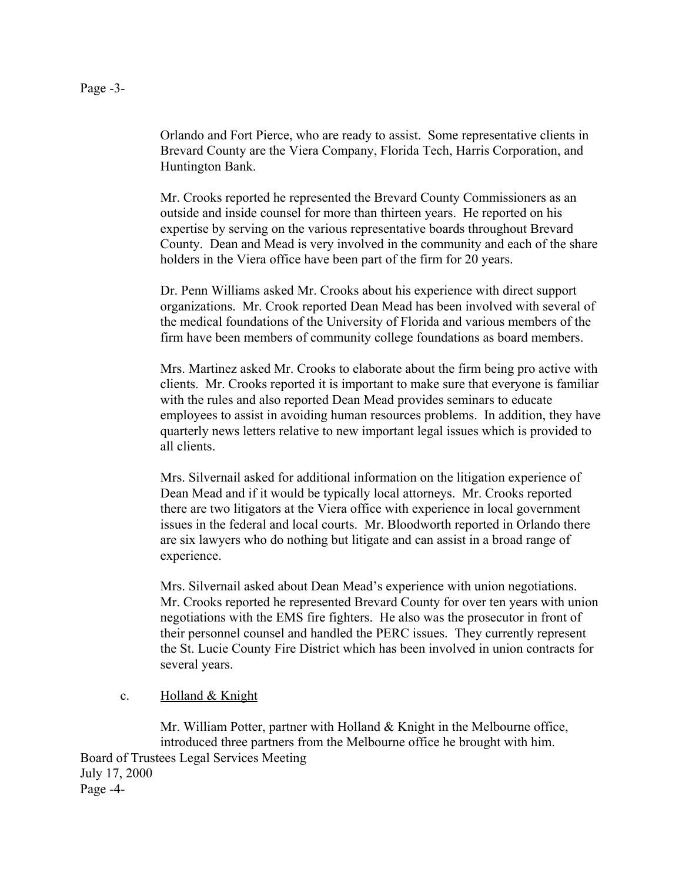Orlando and Fort Pierce, who are ready to assist. Some representative clients in Brevard County are the Viera Company, Florida Tech, Harris Corporation, and Huntington Bank.

Mr. Crooks reported he represented the Brevard County Commissioners as an outside and inside counsel for more than thirteen years. He reported on his expertise by serving on the various representative boards throughout Brevard County. Dean and Mead is very involved in the community and each of the share holders in the Viera office have been part of the firm for 20 years.

Dr. Penn Williams asked Mr. Crooks about his experience with direct support organizations. Mr. Crook reported Dean Mead has been involved with several of the medical foundations of the University of Florida and various members of the firm have been members of community college foundations as board members.

Mrs. Martinez asked Mr. Crooks to elaborate about the firm being pro active with clients. Mr. Crooks reported it is important to make sure that everyone is familiar with the rules and also reported Dean Mead provides seminars to educate employees to assist in avoiding human resources problems. In addition, they have quarterly news letters relative to new important legal issues which is provided to all clients.

Mrs. Silvernail asked for additional information on the litigation experience of Dean Mead and if it would be typically local attorneys. Mr. Crooks reported there are two litigators at the Viera office with experience in local government issues in the federal and local courts. Mr. Bloodworth reported in Orlando there are six lawyers who do nothing but litigate and can assist in a broad range of experience.

Mrs. Silvernail asked about Dean Mead's experience with union negotiations. Mr. Crooks reported he represented Brevard County for over ten years with union negotiations with the EMS fire fighters. He also was the prosecutor in front of their personnel counsel and handled the PERC issues. They currently represent the St. Lucie County Fire District which has been involved in union contracts for several years.

c. Holland & Knight

Mr. William Potter, partner with Holland & Knight in the Melbourne office, introduced three partners from the Melbourne office he brought with him.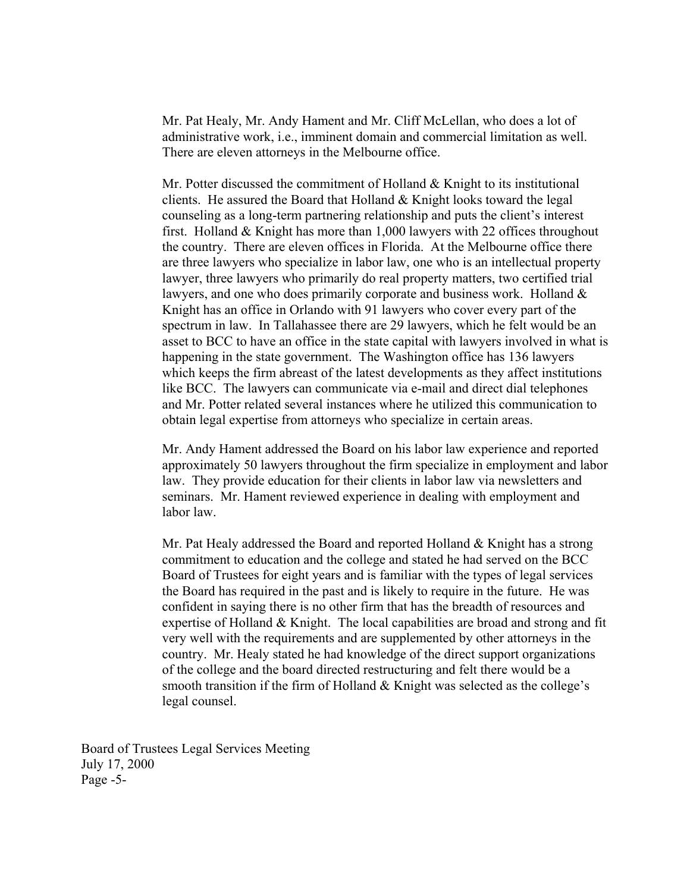Mr. Pat Healy, Mr. Andy Hament and Mr. Cliff McLellan, who does a lot of administrative work, i.e., imminent domain and commercial limitation as well. There are eleven attorneys in the Melbourne office.

Mr. Potter discussed the commitment of Holland & Knight to its institutional clients. He assured the Board that Holland & Knight looks toward the legal counseling as a long-term partnering relationship and puts the client's interest first. Holland & Knight has more than 1,000 lawyers with 22 offices throughout the country. There are eleven offices in Florida. At the Melbourne office there are three lawyers who specialize in labor law, one who is an intellectual property lawyer, three lawyers who primarily do real property matters, two certified trial lawyers, and one who does primarily corporate and business work. Holland & Knight has an office in Orlando with 91 lawyers who cover every part of the spectrum in law. In Tallahassee there are 29 lawyers, which he felt would be an asset to BCC to have an office in the state capital with lawyers involved in what is happening in the state government. The Washington office has 136 lawyers which keeps the firm abreast of the latest developments as they affect institutions like BCC. The lawyers can communicate via e-mail and direct dial telephones and Mr. Potter related several instances where he utilized this communication to obtain legal expertise from attorneys who specialize in certain areas.

Mr. Andy Hament addressed the Board on his labor law experience and reported approximately 50 lawyers throughout the firm specialize in employment and labor law. They provide education for their clients in labor law via newsletters and seminars. Mr. Hament reviewed experience in dealing with employment and labor law.

Mr. Pat Healy addressed the Board and reported Holland & Knight has a strong commitment to education and the college and stated he had served on the BCC Board of Trustees for eight years and is familiar with the types of legal services the Board has required in the past and is likely to require in the future. He was confident in saying there is no other firm that has the breadth of resources and expertise of Holland & Knight. The local capabilities are broad and strong and fit very well with the requirements and are supplemented by other attorneys in the country. Mr. Healy stated he had knowledge of the direct support organizations of the college and the board directed restructuring and felt there would be a smooth transition if the firm of Holland & Knight was selected as the college's legal counsel.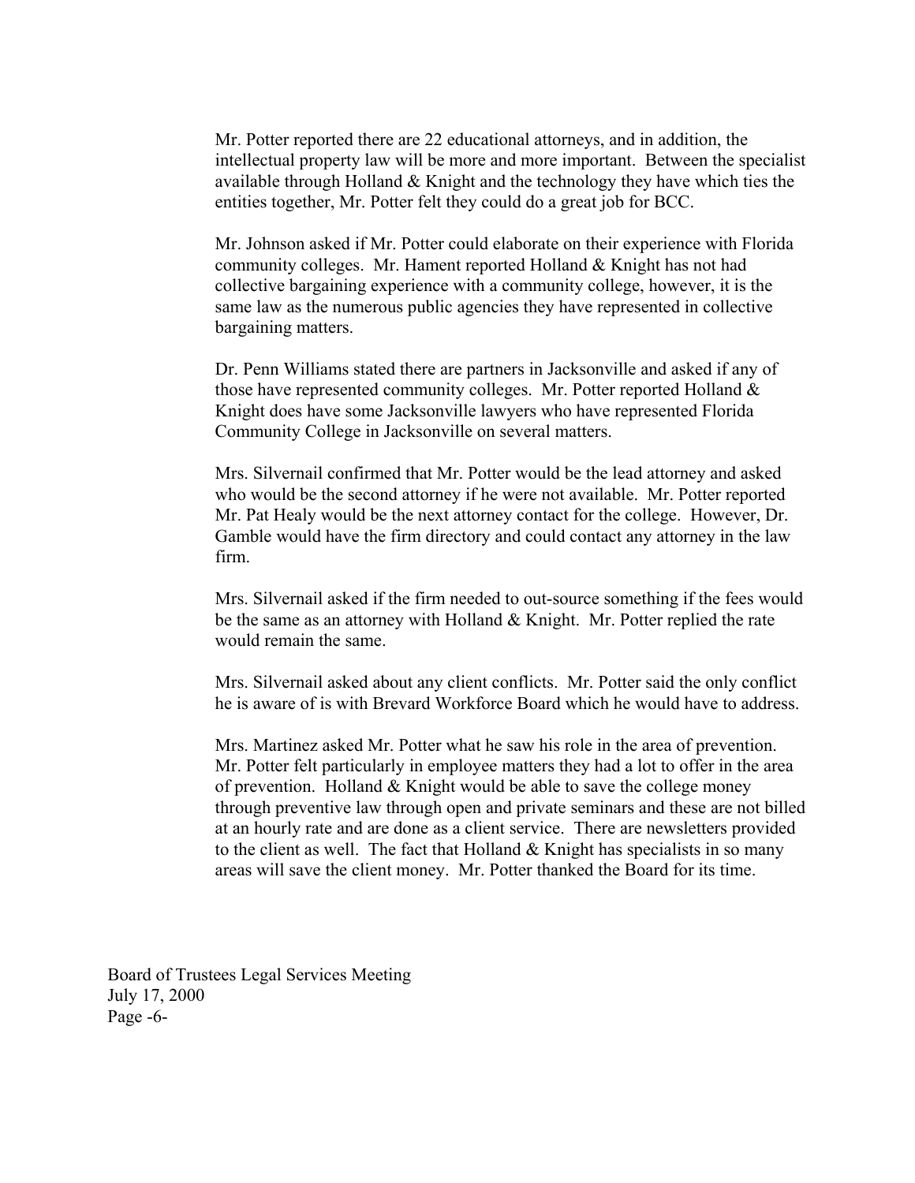Mr. Potter reported there are 22 educational attorneys, and in addition, the intellectual property law will be more and more important. Between the specialist available through Holland & Knight and the technology they have which ties the entities together, Mr. Potter felt they could do a great job for BCC.

Mr. Johnson asked if Mr. Potter could elaborate on their experience with Florida community colleges. Mr. Hament reported Holland & Knight has not had collective bargaining experience with a community college, however, it is the same law as the numerous public agencies they have represented in collective bargaining matters.

Dr. Penn Williams stated there are partners in Jacksonville and asked if any of those have represented community colleges. Mr. Potter reported Holland & Knight does have some Jacksonville lawyers who have represented Florida Community College in Jacksonville on several matters.

Mrs. Silvernail confirmed that Mr. Potter would be the lead attorney and asked who would be the second attorney if he were not available. Mr. Potter reported Mr. Pat Healy would be the next attorney contact for the college. However, Dr. Gamble would have the firm directory and could contact any attorney in the law firm.

Mrs. Silvernail asked if the firm needed to out-source something if the fees would be the same as an attorney with Holland & Knight. Mr. Potter replied the rate would remain the same.

Mrs. Silvernail asked about any client conflicts. Mr. Potter said the only conflict he is aware of is with Brevard Workforce Board which he would have to address.

Mrs. Martinez asked Mr. Potter what he saw his role in the area of prevention. Mr. Potter felt particularly in employee matters they had a lot to offer in the area of prevention. Holland & Knight would be able to save the college money through preventive law through open and private seminars and these are not billed at an hourly rate and are done as a client service. There are newsletters provided to the client as well. The fact that Holland & Knight has specialists in so many areas will save the client money. Mr. Potter thanked the Board for its time.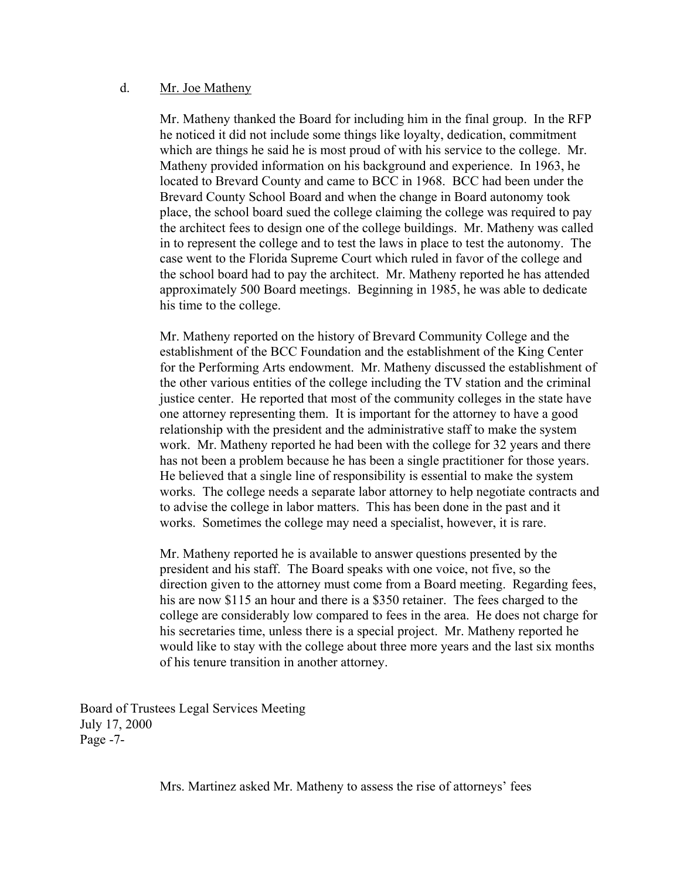d. Mr. Joe Matheny

Mr. Matheny thanked the Board for including him in the final group. In the RFP he noticed it did not include some things like loyalty, dedication, commitment which are things he said he is most proud of with his service to the college. Mr. Matheny provided information on his background and experience. In 1963, he located to Brevard County and came to BCC in 1968. BCC had been under the Brevard County School Board and when the change in Board autonomy took place, the school board sued the college claiming the college was required to pay the architect fees to design one of the college buildings. Mr. Matheny was called in to represent the college and to test the laws in place to test the autonomy. The case went to the Florida Supreme Court which ruled in favor of the college and the school board had to pay the architect. Mr. Matheny reported he has attended approximately 500 Board meetings. Beginning in 1985, he was able to dedicate his time to the college.

Mr. Matheny reported on the history of Brevard Community College and the establishment of the BCC Foundation and the establishment of the King Center for the Performing Arts endowment. Mr. Matheny discussed the establishment of the other various entities of the college including the TV station and the criminal justice center. He reported that most of the community colleges in the state have one attorney representing them. It is important for the attorney to have a good relationship with the president and the administrative staff to make the system work. Mr. Matheny reported he had been with the college for 32 years and there has not been a problem because he has been a single practitioner for those years. He believed that a single line of responsibility is essential to make the system works. The college needs a separate labor attorney to help negotiate contracts and to advise the college in labor matters. This has been done in the past and it works. Sometimes the college may need a specialist, however, it is rare.

Mr. Matheny reported he is available to answer questions presented by the president and his staff. The Board speaks with one voice, not five, so the direction given to the attorney must come from a Board meeting. Regarding fees, his are now $115 an hour and there is a $350 retainer. The fees charged to the college are considerably low compared to fees in the area. He does not charge for his secretaries time, unless there is a special project. Mr. Matheny reported he would like to stay with the college about three more years and the last six months of his tenure transition in another attorney.

Mrs. Martinez asked Mr. Matheny to assess the rise of attorneys' fees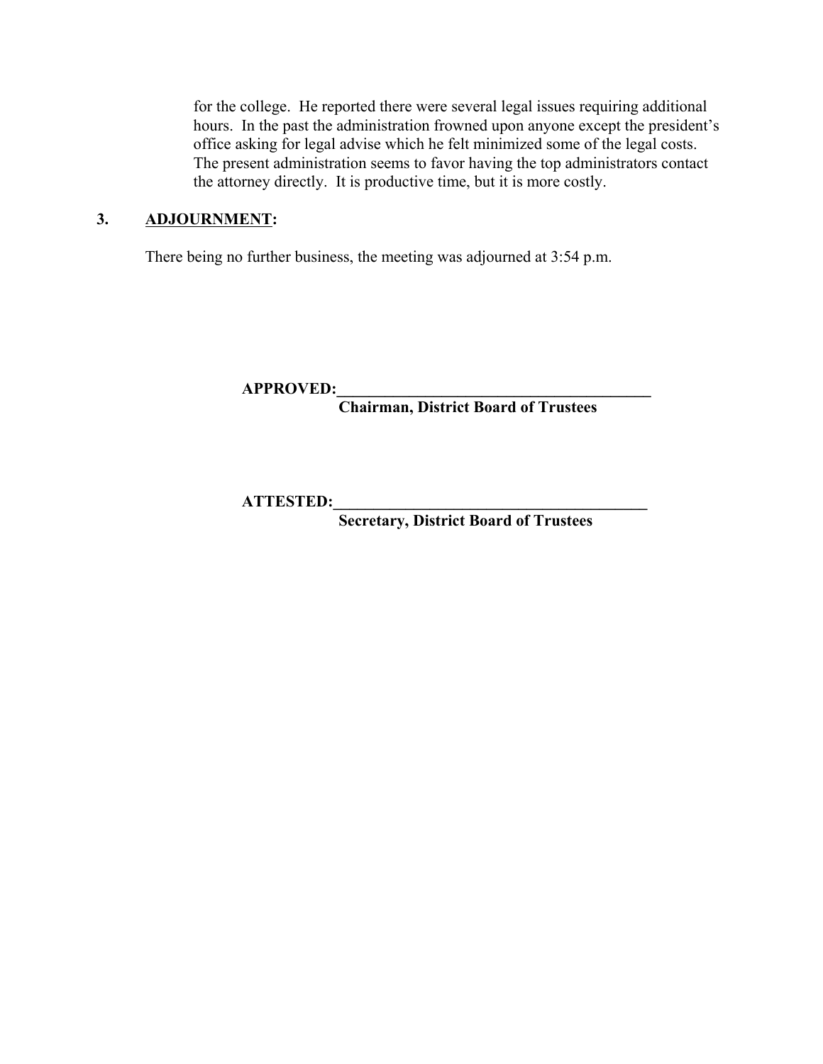for the college. He reported there were several legal issues requiring additional hours. In the past the administration frowned upon anyone except the president's office asking for legal advise which he felt minimized some of the legal costs. The present administration seems to favor having the top administrators contact the attorney directly. It is productive time, but it is more costly.

## 3. ADJOURNMENT:

There being no further business, the meeting was adjourned at 3:54 p.m.

**APPROVED:**\_\_\_\_\_\_\_\_\_\_\_\_\_\_\_\_\_\_\_\_\_\_\_\_\_\_\_\_\_\_\_\_\_\_\_\_\_\_\_\_
**Chairman, District Board of Trustees**

**ATTESTED:**\_\_\_\_\_\_\_\_\_\_\_\_\_\_\_\_\_\_\_\_\_\_\_\_\_\_\_\_\_\_\_\_\_\_\_\_\_\_\_\_
**Secretary, District Board of Trustees**